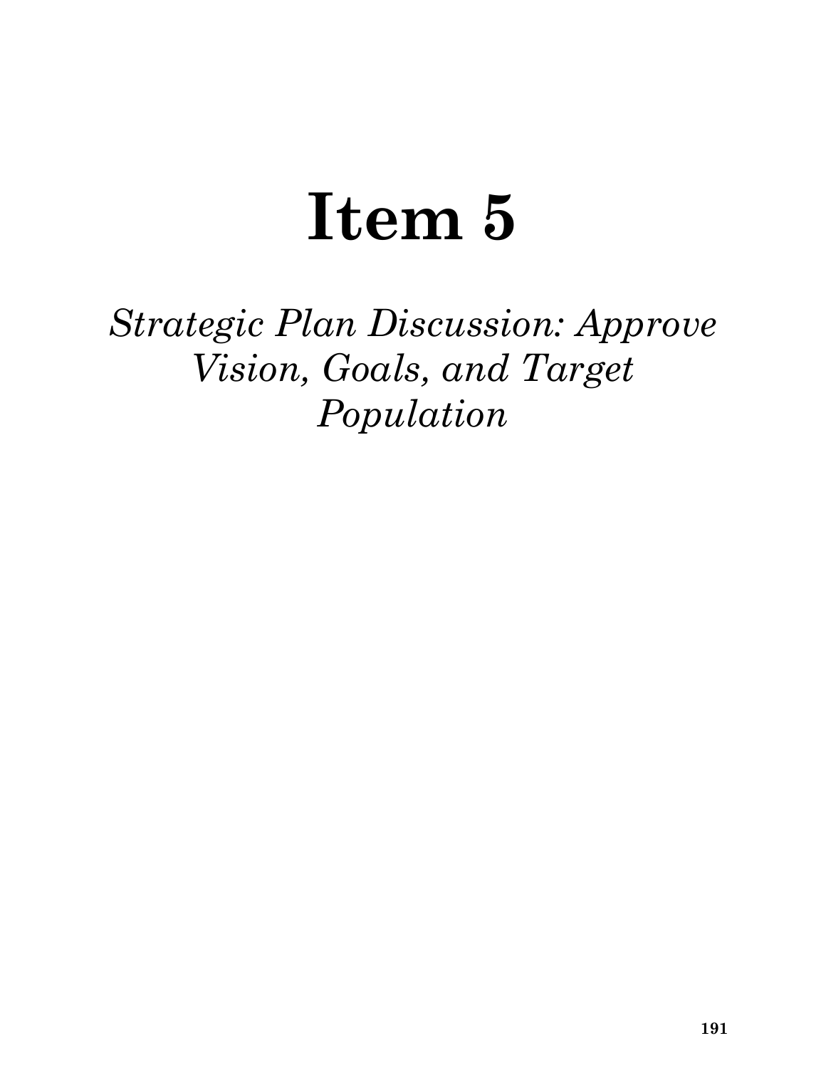# Item 5

*Strategic Plan Discussion: Approve Vision, Goals, and Target Population*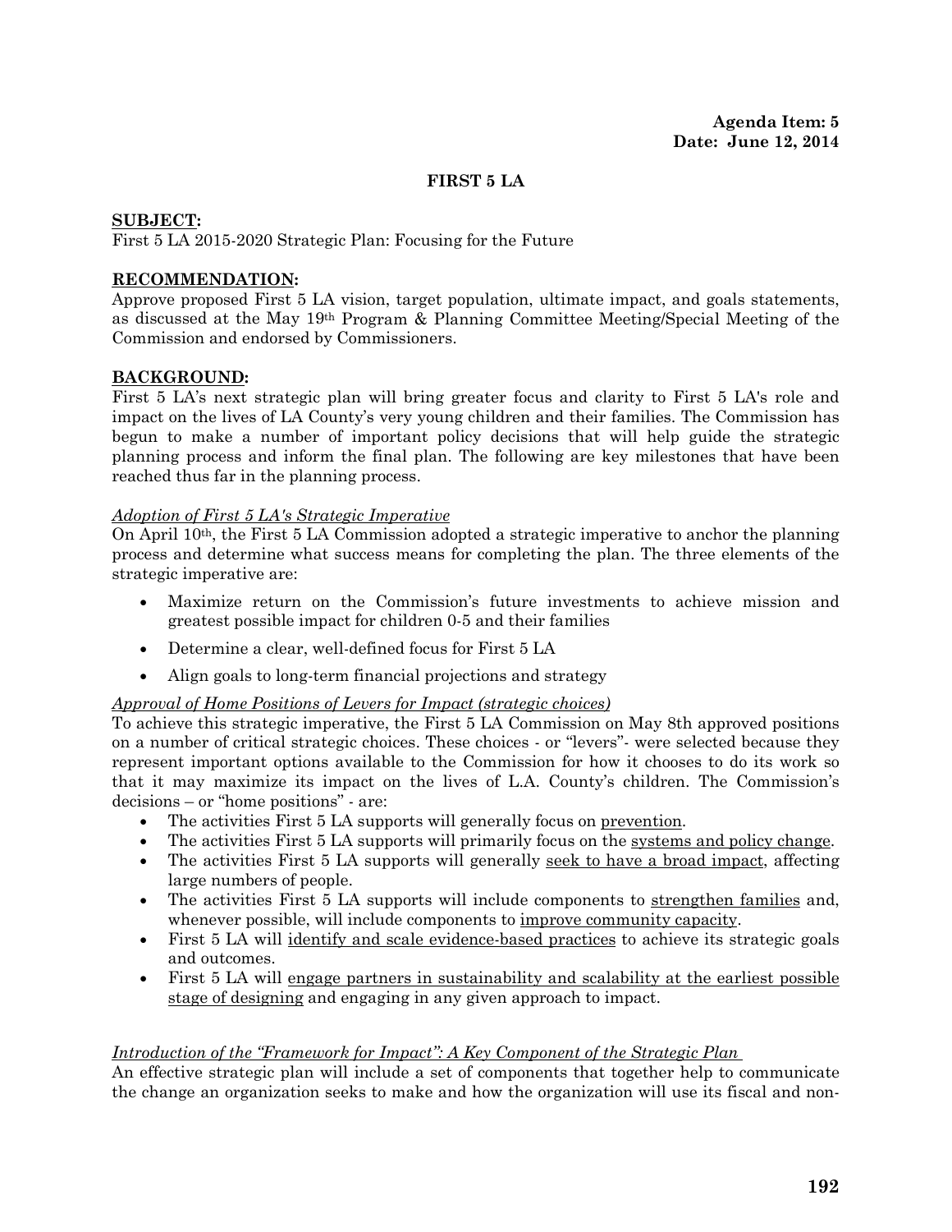**Agenda Item: 5**
**Date: June 12, 2014**

**FIRST 5 LA**

**SUBJECT:**
First 5 LA 2015-2020 Strategic Plan: Focusing for the Future

**RECOMMENDATION:**
Approve proposed First 5 LA vision, target population, ultimate impact, and goals statements, as discussed at the May 19th Program & Planning Committee Meeting/Special Meeting of the Commission and endorsed by Commissioners.

**BACKGROUND:**
First 5 LA's next strategic plan will bring greater focus and clarity to First 5 LA's role and impact on the lives of LA County's very young children and their families. The Commission has begun to make a number of important policy decisions that will help guide the strategic planning process and inform the final plan. The following are key milestones that have been reached thus far in the planning process.

*Adoption of First 5 LA's Strategic Imperative*
On April 10th, the First 5 LA Commission adopted a strategic imperative to anchor the planning process and determine what success means for completing the plan. The three elements of the strategic imperative are:

- Maximize return on the Commission's future investments to achieve mission and greatest possible impact for children 0-5 and their families
- Determine a clear, well-defined focus for First 5 LA
- Align goals to long-term financial projections and strategy

*Approval of Home Positions of Levers for Impact (strategic choices)*
To achieve this strategic imperative, the First 5 LA Commission on May 8th approved positions on a number of critical strategic choices. These choices - or "levers"- were selected because they represent important options available to the Commission for how it chooses to do its work so that it may maximize its impact on the lives of L.A. County's children. The Commission's decisions – or "home positions" - are:

- The activities First 5 LA supports will generally focus on prevention.
- The activities First 5 LA supports will primarily focus on the systems and policy change.
- The activities First 5 LA supports will generally seek to have a broad impact, affecting large numbers of people.
- The activities First 5 LA supports will include components to strengthen families and, whenever possible, will include components to improve community capacity.
- First 5 LA will identify and scale evidence-based practices to achieve its strategic goals and outcomes.
- First 5 LA will engage partners in sustainability and scalability at the earliest possible stage of designing and engaging in any given approach to impact.

*Introduction of the "Framework for Impact": A Key Component of the Strategic Plan*
An effective strategic plan will include a set of components that together help to communicate the change an organization seeks to make and how the organization will use its fiscal and non-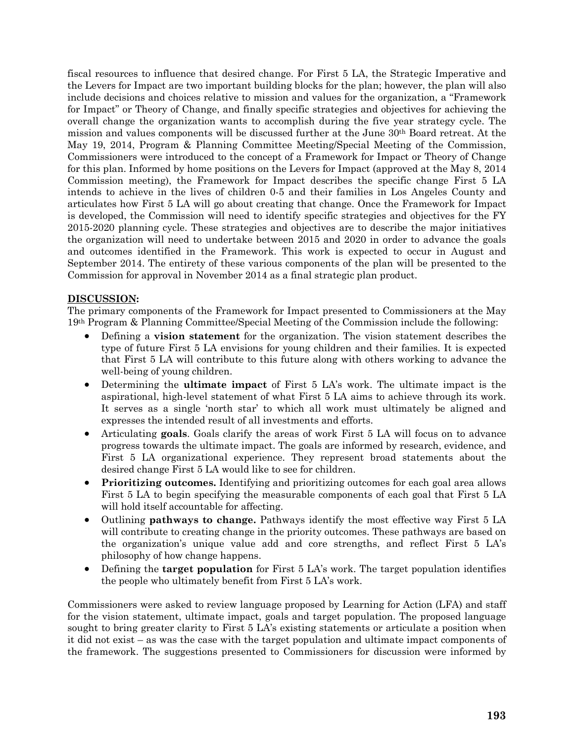fiscal resources to influence that desired change. For First 5 LA, the Strategic Imperative and the Levers for Impact are two important building blocks for the plan; however, the plan will also include decisions and choices relative to mission and values for the organization, a "Framework for Impact" or Theory of Change, and finally specific strategies and objectives for achieving the overall change the organization wants to accomplish during the five year strategy cycle. The mission and values components will be discussed further at the June 30th Board retreat. At the May 19, 2014, Program & Planning Committee Meeting/Special Meeting of the Commission, Commissioners were introduced to the concept of a Framework for Impact or Theory of Change for this plan. Informed by home positions on the Levers for Impact (approved at the May 8, 2014 Commission meeting), the Framework for Impact describes the specific change First 5 LA intends to achieve in the lives of children 0-5 and their families in Los Angeles County and articulates how First 5 LA will go about creating that change. Once the Framework for Impact is developed, the Commission will need to identify specific strategies and objectives for the FY 2015-2020 planning cycle. These strategies and objectives are to describe the major initiatives the organization will need to undertake between 2015 and 2020 in order to advance the goals and outcomes identified in the Framework. This work is expected to occur in August and September 2014. The entirety of these various components of the plan will be presented to the Commission for approval in November 2014 as a final strategic plan product.

**DISCUSSION:**

The primary components of the Framework for Impact presented to Commissioners at the May 19th Program & Planning Committee/Special Meeting of the Commission include the following:

- Defining a **vision statement** for the organization. The vision statement describes the type of future First 5 LA envisions for young children and their families. It is expected that First 5 LA will contribute to this future along with others working to advance the well-being of young children.
- Determining the **ultimate impact** of First 5 LA's work. The ultimate impact is the aspirational, high-level statement of what First 5 LA aims to achieve through its work. It serves as a single 'north star' to which all work must ultimately be aligned and expresses the intended result of all investments and efforts.
- Articulating **goals**. Goals clarify the areas of work First 5 LA will focus on to advance progress towards the ultimate impact. The goals are informed by research, evidence, and First 5 LA organizational experience. They represent broad statements about the desired change First 5 LA would like to see for children.
- **Prioritizing outcomes.** Identifying and prioritizing outcomes for each goal area allows First 5 LA to begin specifying the measurable components of each goal that First 5 LA will hold itself accountable for affecting.
- Outlining **pathways to change.** Pathways identify the most effective way First 5 LA will contribute to creating change in the priority outcomes. These pathways are based on the organization's unique value add and core strengths, and reflect First 5 LA's philosophy of how change happens.
- Defining the **target population** for First 5 LA's work. The target population identifies the people who ultimately benefit from First 5 LA's work.

Commissioners were asked to review language proposed by Learning for Action (LFA) and staff for the vision statement, ultimate impact, goals and target population. The proposed language sought to bring greater clarity to First 5 LA's existing statements or articulate a position when it did not exist – as was the case with the target population and ultimate impact components of the framework. The suggestions presented to Commissioners for discussion were informed by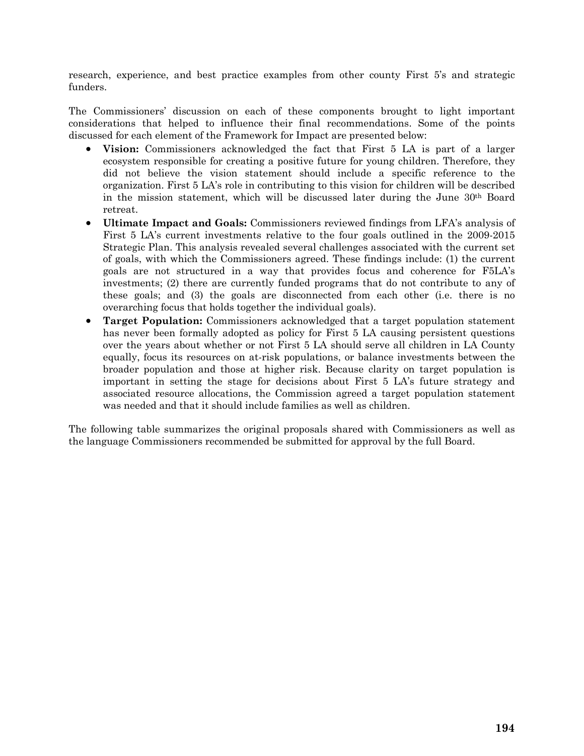research, experience, and best practice examples from other county First 5's and strategic funders.

The Commissioners' discussion on each of these components brought to light important considerations that helped to influence their final recommendations. Some of the points discussed for each element of the Framework for Impact are presented below:

- **Vision:** Commissioners acknowledged the fact that First 5 LA is part of a larger ecosystem responsible for creating a positive future for young children. Therefore, they did not believe the vision statement should include a specific reference to the organization. First 5 LA's role in contributing to this vision for children will be described in the mission statement, which will be discussed later during the June 30th Board retreat.
- **Ultimate Impact and Goals:** Commissioners reviewed findings from LFA's analysis of First 5 LA's current investments relative to the four goals outlined in the 2009-2015 Strategic Plan. This analysis revealed several challenges associated with the current set of goals, with which the Commissioners agreed. These findings include: (1) the current goals are not structured in a way that provides focus and coherence for F5LA's investments; (2) there are currently funded programs that do not contribute to any of these goals; and (3) the goals are disconnected from each other (i.e. there is no overarching focus that holds together the individual goals).
- **Target Population:** Commissioners acknowledged that a target population statement has never been formally adopted as policy for First 5 LA causing persistent questions over the years about whether or not First 5 LA should serve all children in LA County equally, focus its resources on at-risk populations, or balance investments between the broader population and those at higher risk. Because clarity on target population is important in setting the stage for decisions about First 5 LA's future strategy and associated resource allocations, the Commission agreed a target population statement was needed and that it should include families as well as children.

The following table summarizes the original proposals shared with Commissioners as well as the language Commissioners recommended be submitted for approval by the full Board.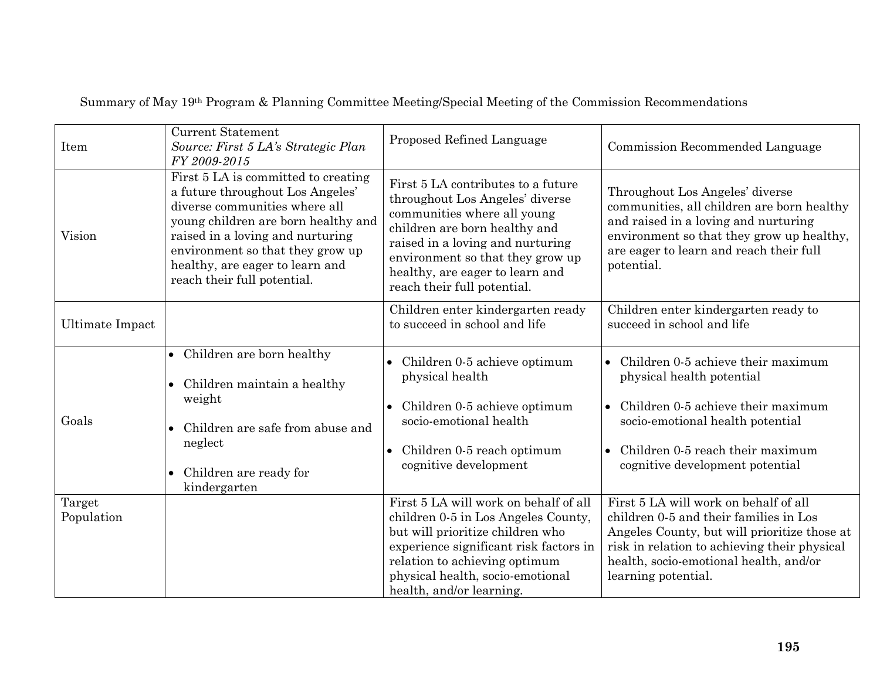Summary of May 19th Program & Planning Committee Meeting/Special Meeting of the Commission Recommendations

| Item | Current Statement *Source: First 5 LA's Strategic Plan FY 2009-2015* | Proposed Refined Language | Commission Recommended Language |
|---|---|---|---|
| Vision | First 5 LA is committed to creating a future throughout Los Angeles' diverse communities where all young children are born healthy and raised in a loving and nurturing environment so that they grow up healthy, are eager to learn and reach their full potential. | First 5 LA contributes to a future throughout Los Angeles' diverse communities where all young children are born healthy and raised in a loving and nurturing environment so that they grow up healthy, are eager to learn and reach their full potential. | Throughout Los Angeles' diverse communities, all children are born healthy and raised in a loving and nurturing environment so that they grow up healthy, are eager to learn and reach their full potential. |
| Ultimate Impact | | Children enter kindergarten ready to succeed in school and life | Children enter kindergarten ready to succeed in school and life |
| Goals | • Children are born healthy<br>• Children maintain a healthy weight<br>• Children are safe from abuse and neglect<br>• Children are ready for kindergarten | • Children 0-5 achieve optimum physical health<br>• Children 0-5 achieve optimum socio-emotional health<br>• Children 0-5 reach optimum cognitive development | • Children 0-5 achieve their maximum physical health potential<br>• Children 0-5 achieve their maximum socio-emotional health potential<br>• Children 0-5 reach their maximum cognitive development potential |
| Target Population | | First 5 LA will work on behalf of all children 0-5 in Los Angeles County, but will prioritize children who experience significant risk factors in relation to achieving optimum physical health, socio-emotional health, and/or learning. | First 5 LA will work on behalf of all children 0-5 and their families in Los Angeles County, but will prioritize those at risk in relation to achieving their physical health, socio-emotional health, and/or learning potential. |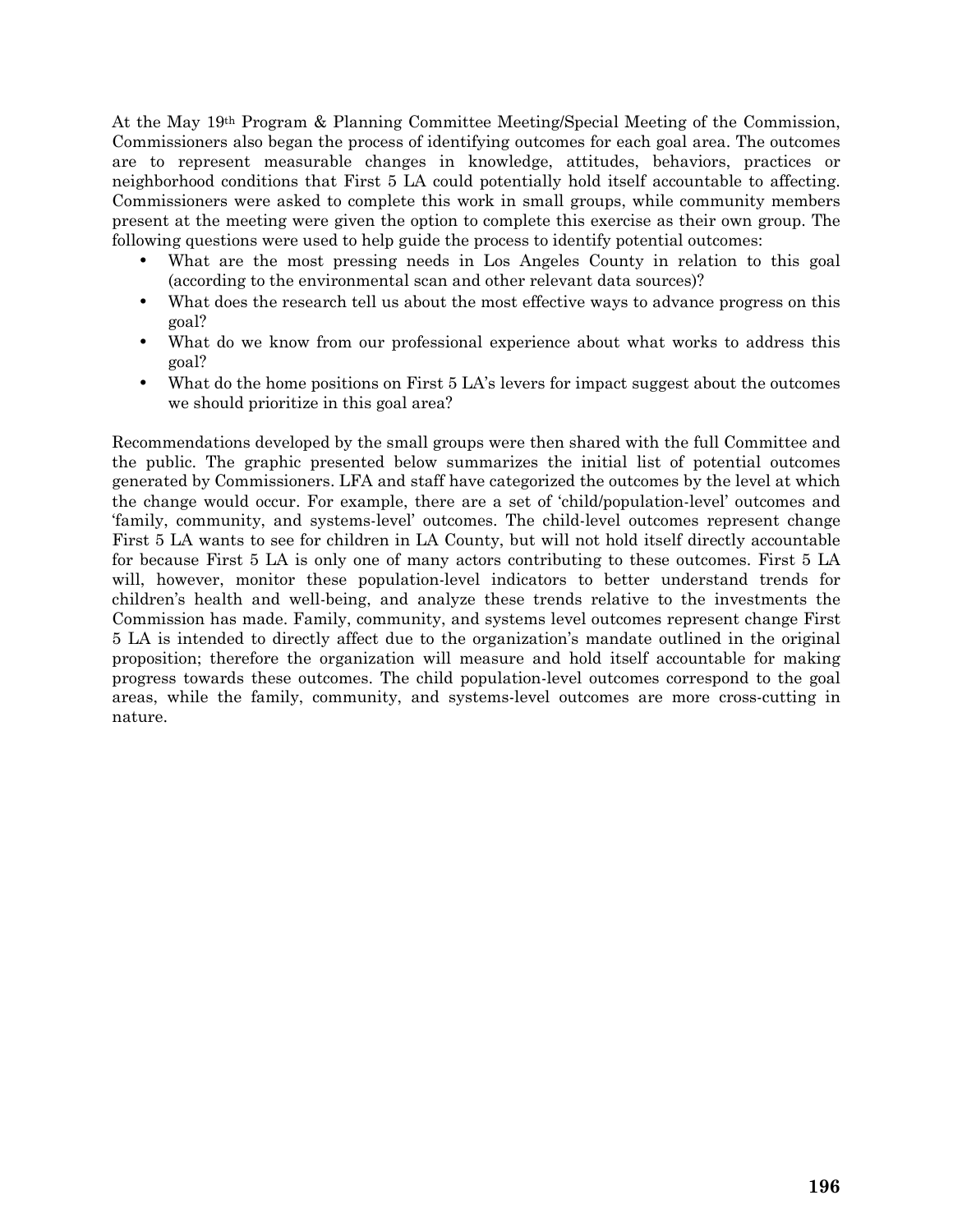At the May 19th Program & Planning Committee Meeting/Special Meeting of the Commission, Commissioners also began the process of identifying outcomes for each goal area. The outcomes are to represent measurable changes in knowledge, attitudes, behaviors, practices or neighborhood conditions that First 5 LA could potentially hold itself accountable to affecting. Commissioners were asked to complete this work in small groups, while community members present at the meeting were given the option to complete this exercise as their own group. The following questions were used to help guide the process to identify potential outcomes:

- What are the most pressing needs in Los Angeles County in relation to this goal (according to the environmental scan and other relevant data sources)?
- What does the research tell us about the most effective ways to advance progress on this goal?
- What do we know from our professional experience about what works to address this goal?
- What do the home positions on First 5 LA's levers for impact suggest about the outcomes we should prioritize in this goal area?

Recommendations developed by the small groups were then shared with the full Committee and the public. The graphic presented below summarizes the initial list of potential outcomes generated by Commissioners. LFA and staff have categorized the outcomes by the level at which the change would occur. For example, there are a set of 'child/population-level' outcomes and 'family, community, and systems-level' outcomes. The child-level outcomes represent change First 5 LA wants to see for children in LA County, but will not hold itself directly accountable for because First 5 LA is only one of many actors contributing to these outcomes. First 5 LA will, however, monitor these population-level indicators to better understand trends for children's health and well-being, and analyze these trends relative to the investments the Commission has made. Family, community, and systems level outcomes represent change First 5 LA is intended to directly affect due to the organization's mandate outlined in the original proposition; therefore the organization will measure and hold itself accountable for making progress towards these outcomes. The child population-level outcomes correspond to the goal areas, while the family, community, and systems-level outcomes are more cross-cutting in nature.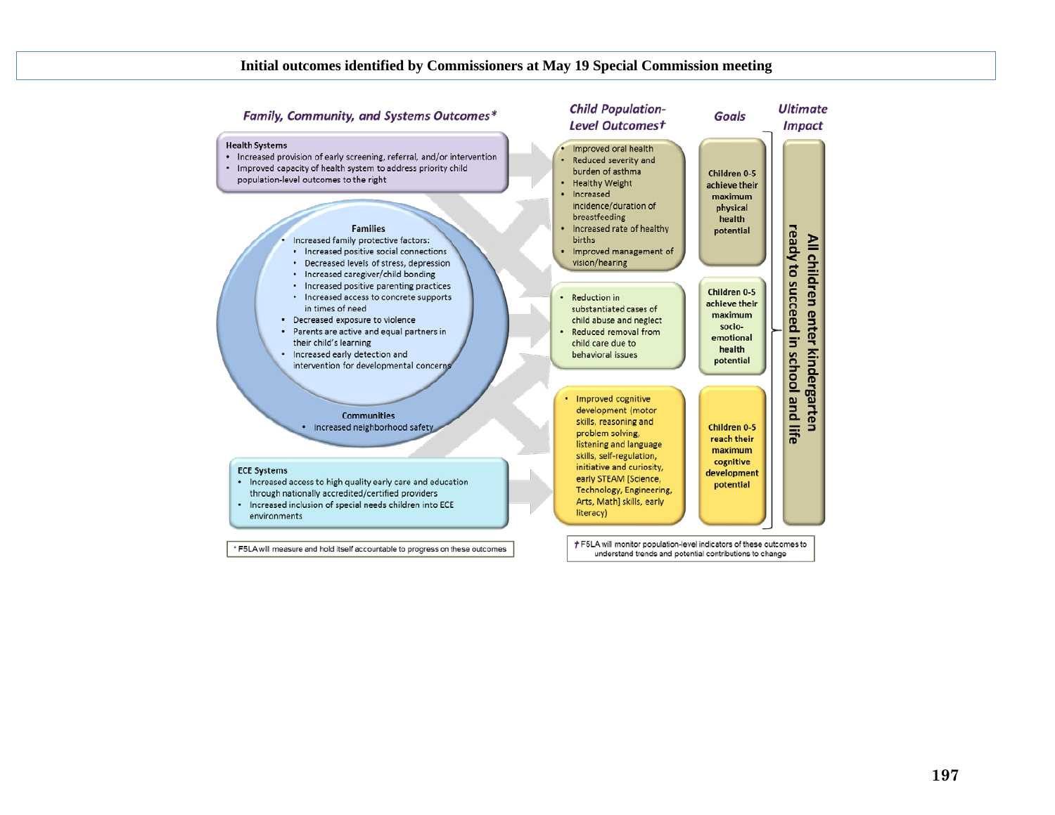**Initial outcomes identified by Commissioners at May 19 Special Commission meeting**

## *Family, Community, and Systems Outcomes**

**Health Systems**

- Increased provision of early screening, referral, and/or intervention
- Improved capacity of health system to address priority child population-level outcomes to the right

**Families**

- Increased family protective factors:
  - Increased positive social connections
  - Decreased levels of stress, depression
  - Increased caregiver/child bonding
  - Increased positive parenting practices
  - Increased access to concrete supports in times of need
- Decreased exposure to violence
- Parents are active and equal partners in their child's learning
- Increased early detection and intervention for developmental concerns

**Communities**

- Increased neighborhood safety

**ECE Systems**

- Increased access to high quality early care and education through nationally accredited/certified providers
- Increased inclusion of special needs children into ECE environments

\* F5LA will measure and hold itself accountable to progress on these outcomes

## *Child Population-Level Outcomes†*

- Improved oral health
- Reduced severity and burden of asthma
- Healthy Weight
- Increased incidence/duration of breastfeeding
- Increased rate of healthy births
- Improved management of vision/hearing

**Goal:** Children 0-5 achieve their maximum physical health potential

- Reduction in substantiated cases of child abuse and neglect
- Reduced removal from child care due to behavioral issues

**Goal:** Children 0-5 achieve their maximum socio-emotional health potential

- Improved cognitive development (motor skills, reasoning and problem solving, listening and language skills, self-regulation, initiative and curiosity, early STEAM [Science, Technology, Engineering, Arts, Math] skills, early literacy)

**Goal:** Children 0-5 reach their maximum cognitive development potential

† F5LA will monitor population-level indicators of these outcomes to understand trends and potential contributions to change

## *Ultimate Impact*

**All children enter kindergarten ready to succeed in school and life**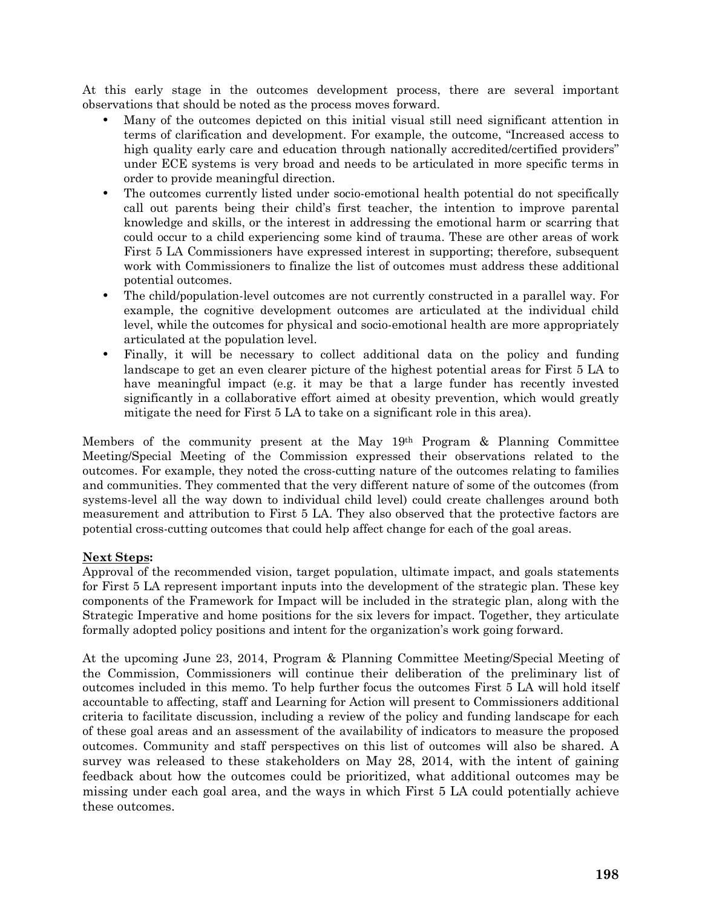At this early stage in the outcomes development process, there are several important observations that should be noted as the process moves forward.

- Many of the outcomes depicted on this initial visual still need significant attention in terms of clarification and development. For example, the outcome, "Increased access to high quality early care and education through nationally accredited/certified providers" under ECE systems is very broad and needs to be articulated in more specific terms in order to provide meaningful direction.
- The outcomes currently listed under socio-emotional health potential do not specifically call out parents being their child's first teacher, the intention to improve parental knowledge and skills, or the interest in addressing the emotional harm or scarring that could occur to a child experiencing some kind of trauma. These are other areas of work First 5 LA Commissioners have expressed interest in supporting; therefore, subsequent work with Commissioners to finalize the list of outcomes must address these additional potential outcomes.
- The child/population-level outcomes are not currently constructed in a parallel way. For example, the cognitive development outcomes are articulated at the individual child level, while the outcomes for physical and socio-emotional health are more appropriately articulated at the population level.
- Finally, it will be necessary to collect additional data on the policy and funding landscape to get an even clearer picture of the highest potential areas for First 5 LA to have meaningful impact (e.g. it may be that a large funder has recently invested significantly in a collaborative effort aimed at obesity prevention, which would greatly mitigate the need for First 5 LA to take on a significant role in this area).

Members of the community present at the May 19th Program & Planning Committee Meeting/Special Meeting of the Commission expressed their observations related to the outcomes. For example, they noted the cross-cutting nature of the outcomes relating to families and communities. They commented that the very different nature of some of the outcomes (from systems-level all the way down to individual child level) could create challenges around both measurement and attribution to First 5 LA. They also observed that the protective factors are potential cross-cutting outcomes that could help affect change for each of the goal areas.

**Next Steps:**

Approval of the recommended vision, target population, ultimate impact, and goals statements for First 5 LA represent important inputs into the development of the strategic plan. These key components of the Framework for Impact will be included in the strategic plan, along with the Strategic Imperative and home positions for the six levers for impact. Together, they articulate formally adopted policy positions and intent for the organization's work going forward.

At the upcoming June 23, 2014, Program & Planning Committee Meeting/Special Meeting of the Commission, Commissioners will continue their deliberation of the preliminary list of outcomes included in this memo. To help further focus the outcomes First 5 LA will hold itself accountable to affecting, staff and Learning for Action will present to Commissioners additional criteria to facilitate discussion, including a review of the policy and funding landscape for each of these goal areas and an assessment of the availability of indicators to measure the proposed outcomes. Community and staff perspectives on this list of outcomes will also be shared. A survey was released to these stakeholders on May 28, 2014, with the intent of gaining feedback about how the outcomes could be prioritized, what additional outcomes may be missing under each goal area, and the ways in which First 5 LA could potentially achieve these outcomes.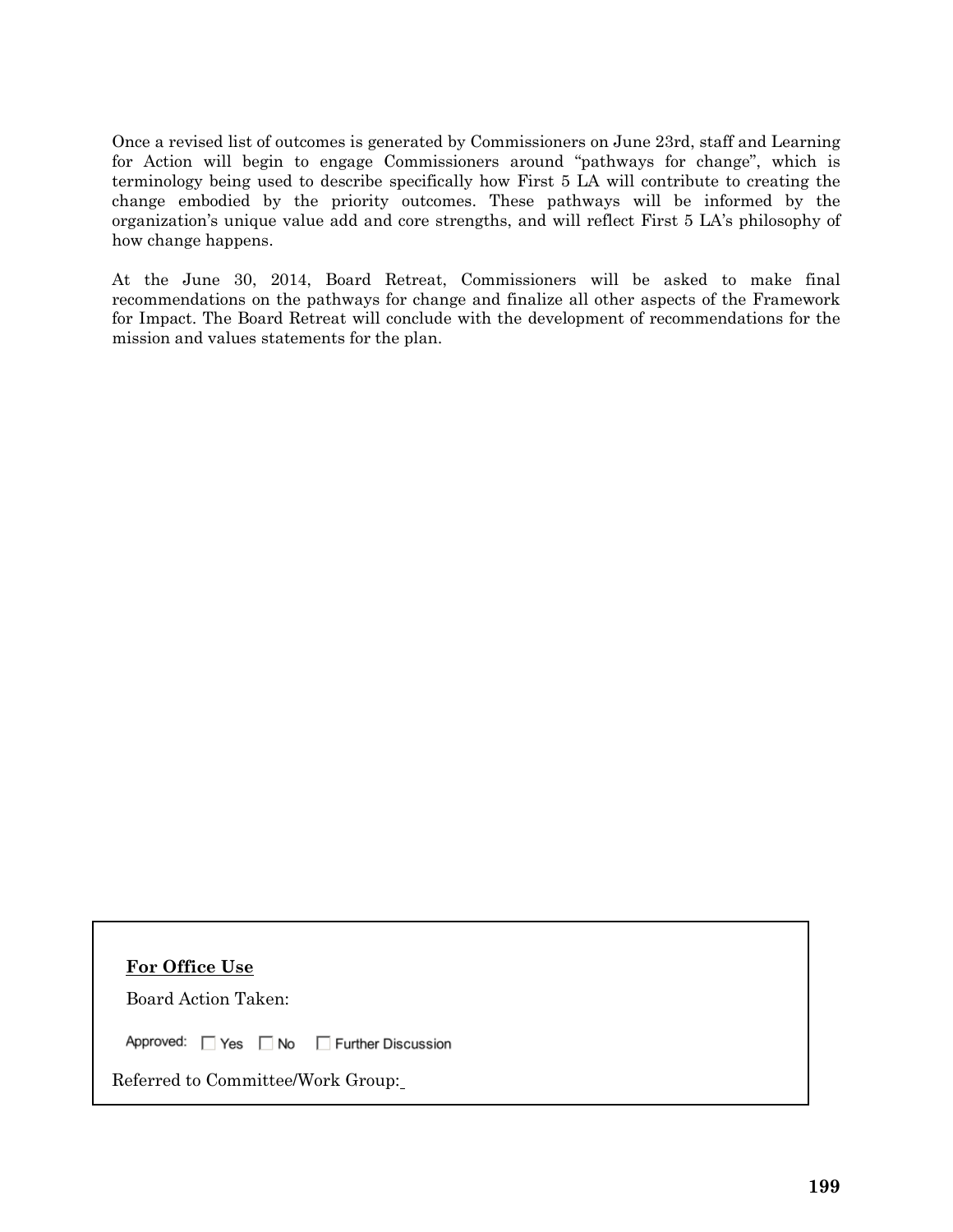Once a revised list of outcomes is generated by Commissioners on June 23rd, staff and Learning for Action will begin to engage Commissioners around "pathways for change", which is terminology being used to describe specifically how First 5 LA will contribute to creating the change embodied by the priority outcomes. These pathways will be informed by the organization's unique value add and core strengths, and will reflect First 5 LA's philosophy of how change happens.

At the June 30, 2014, Board Retreat, Commissioners will be asked to make final recommendations on the pathways for change and finalize all other aspects of the Framework for Impact. The Board Retreat will conclude with the development of recommendations for the mission and values statements for the plan.

**For Office Use**

Board Action Taken:

Approved: ☐ Yes ☐ No ☐ Further Discussion

Referred to Committee/Work Group: